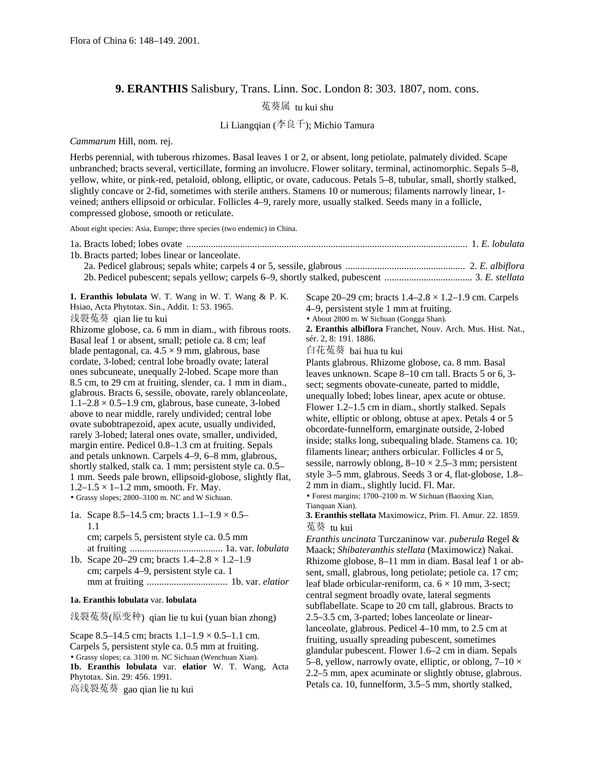Flora of China 6: 148–149. 2001.

## 9. ERANTHIS Salisbury, Trans. Linn. Soc. London 8: 303. 1807, nom. cons.

菟葵属 tu kui shu

Li Liangqian (李良千); Michio Tamura

*Cammarum* Hill, nom. rej.

Herbs perennial, with tuberous rhizomes. Basal leaves 1 or 2, or absent, long petiolate, palmately divided. Scape unbranched; bracts several, verticillate, forming an involucre. Flower solitary, terminal, actinomorphic. Sepals 5–8, yellow, white, or pink-red, petaloid, oblong, elliptic, or ovate, caducous. Petals 5–8, tubular, small, shortly stalked, slightly concave or 2-fid, sometimes with sterile anthers. Stamens 10 or numerous; filaments narrowly linear, 1-veined; anthers ellipsoid or orbicular. Follicles 4–9, rarely more, usually stalked. Seeds many in a follicle, compressed globose, smooth or reticulate.

About eight species: Asia, Europe; three species (two endemic) in China.

1a. Bracts lobed; lobes ovate .................................................................................................................. 1. *E. lobulata*
1b. Bracts parted; lobes linear or lanceolate.
  2a. Pedicel glabrous; sepals white; carpels 4 or 5, sessile, glabrous ................................................ 2. *E. albiflora*
  2b. Pedicel pubescent; sepals yellow; carpels 6–9, shortly stalked, pubescent .................................... 3. *E. stellata*

**1. Eranthis lobulata** W. T. Wang in W. T. Wang & P. K. Hsiao, Acta Phytotax. Sin., Addit. 1: 53. 1965.

浅裂菟葵 qian lie tu kui

Rhizome globose, ca. 6 mm in diam., with fibrous roots. Basal leaf 1 or absent, small; petiole ca. 8 cm; leaf blade pentagonal, ca. 4.5 × 9 mm, glabrous, base cordate, 3-lobed; central lobe broadly ovate; lateral ones subcuneate, unequally 2-lobed. Scape more than 8.5 cm, to 29 cm at fruiting, slender, ca. 1 mm in diam., glabrous. Bracts 6, sessile, obovate, rarely oblanceolate, 1.1–2.8 × 0.5–1.9 cm, glabrous, base cuneate, 3-lobed above to near middle, rarely undivided; central lobe ovate subobtrapezoid, apex acute, usually undivided, rarely 3-lobed; lateral ones ovate, smaller, undivided, margin entire. Pedicel 0.8–1.3 cm at fruiting. Sepals and petals unknown. Carpels 4–9, 6–8 mm, glabrous, shortly stalked, stalk ca. 1 mm; persistent style ca. 0.5–1 mm. Seeds pale brown, ellipsoid-globose, slightly flat, 1.2–1.5 × 1–1.2 mm, smooth. Fr. May.

• Grassy slopes; 2800–3100 m. NC and W Sichuan.

1a. Scape 8.5–14.5 cm; bracts 1.1–1.9 × 0.5–1.1 cm; carpels 5, persistent style ca. 0.5 mm at fruiting ...................................... 1a. var. *lobulata*
1b. Scape 20–29 cm; bracts 1.4–2.8 × 1.2–1.9 cm; carpels 4–9, persistent style ca. 1 mm at fruiting ................................. 1b. var. *elatior*

**1a. Eranthis lobulata** var. **lobulata**

浅裂菟葵(原变种) qian lie tu kui (yuan bian zhong)

Scape 8.5–14.5 cm; bracts 1.1–1.9 × 0.5–1.1 cm. Carpels 5, persistent style ca. 0.5 mm at fruiting.

• Grassy slopes; ca. 3100 m. NC Sichuan (Wenchuan Xian).

**1b. Eranthis lobulata** var. **elatior** W. T. Wang, Acta Phytotax. Sin. 29: 456. 1991.

高浅裂菟葵 gao qian lie tu kui

Scape 20–29 cm; bracts 1.4–2.8 × 1.2–1.9 cm. Carpels 4–9, persistent style 1 mm at fruiting.

• About 2800 m. W Sichuan (Gongga Shan).

**2. Eranthis albiflora** Franchet, Nouv. Arch. Mus. Hist. Nat., sér. 2, 8: 191. 1886.

白花菟葵 bai hua tu kui

Plants glabrous. Rhizome globose, ca. 8 mm. Basal leaves unknown. Scape 8–10 cm tall. Bracts 5 or 6, 3-sect; segments obovate-cuneate, parted to middle, unequally lobed; lobes linear, apex acute or obtuse. Flower 1.2–1.5 cm in diam., shortly stalked. Sepals white, elliptic or oblong, obtuse at apex. Petals 4 or 5 obcordate-funnelform, emarginate outside, 2-lobed inside; stalks long, subequaling blade. Stamens ca. 10; filaments linear; anthers orbicular. Follicles 4 or 5, sessile, narrowly oblong, 8–10 × 2.5–3 mm; persistent style 3–5 mm, glabrous. Seeds 3 or 4, flat-globose, 1.8–2 mm in diam., slightly lucid. Fl. Mar.

• Forest margins; 1700–2100 m. W Sichuan (Baoxing Xian, Tianquan Xian).

**3. Eranthis stellata** Maximowicz, Prim. Fl. Amur. 22. 1859.

菟葵 tu kui

*Eranthis uncinata* Turczaninow var. *puberula* Regel & Maack; *Shibateranthis stellata* (Maximowicz) Nakai.

Rhizome globose, 8–11 mm in diam. Basal leaf 1 or absent, small, glabrous, long petiolate; petiole ca. 17 cm; leaf blade orbicular-reniform, ca. 6 × 10 mm, 3-sect; central segment broadly ovate, lateral segments subflabellate. Scape to 20 cm tall, glabrous. Bracts to 2.5–3.5 cm, 3-parted; lobes lanceolate or linear-lanceolate, glabrous. Pedicel 4–10 mm, to 2.5 cm at fruiting, usually spreading pubescent, sometimes glandular pubescent. Flower 1.6–2 cm in diam. Sepals 5–8, yellow, narrowly ovate, elliptic, or oblong, 7–10 × 2.2–5 mm, apex acuminate or slightly obtuse, glabrous. Petals ca. 10, funnelform, 3.5–5 mm, shortly stalked,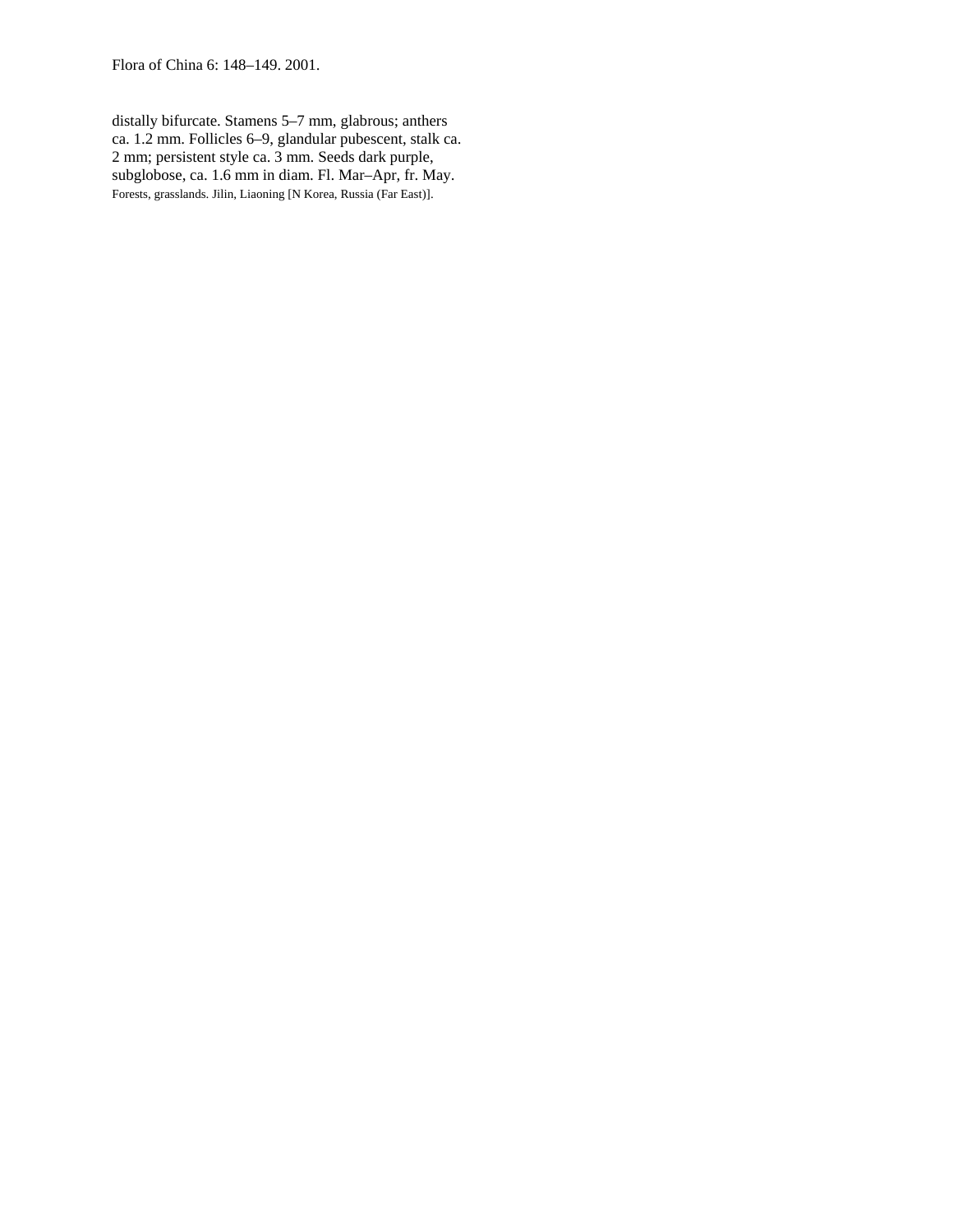distally bifurcate. Stamens 5–7 mm, glabrous; anthers ca. 1.2 mm. Follicles 6–9, glandular pubescent, stalk ca. 2 mm; persistent style ca. 3 mm. Seeds dark purple, subglobose, ca. 1.6 mm in diam. Fl. Mar–Apr, fr. May.

Forests, grasslands. Jilin, Liaoning [N Korea, Russia (Far East)].